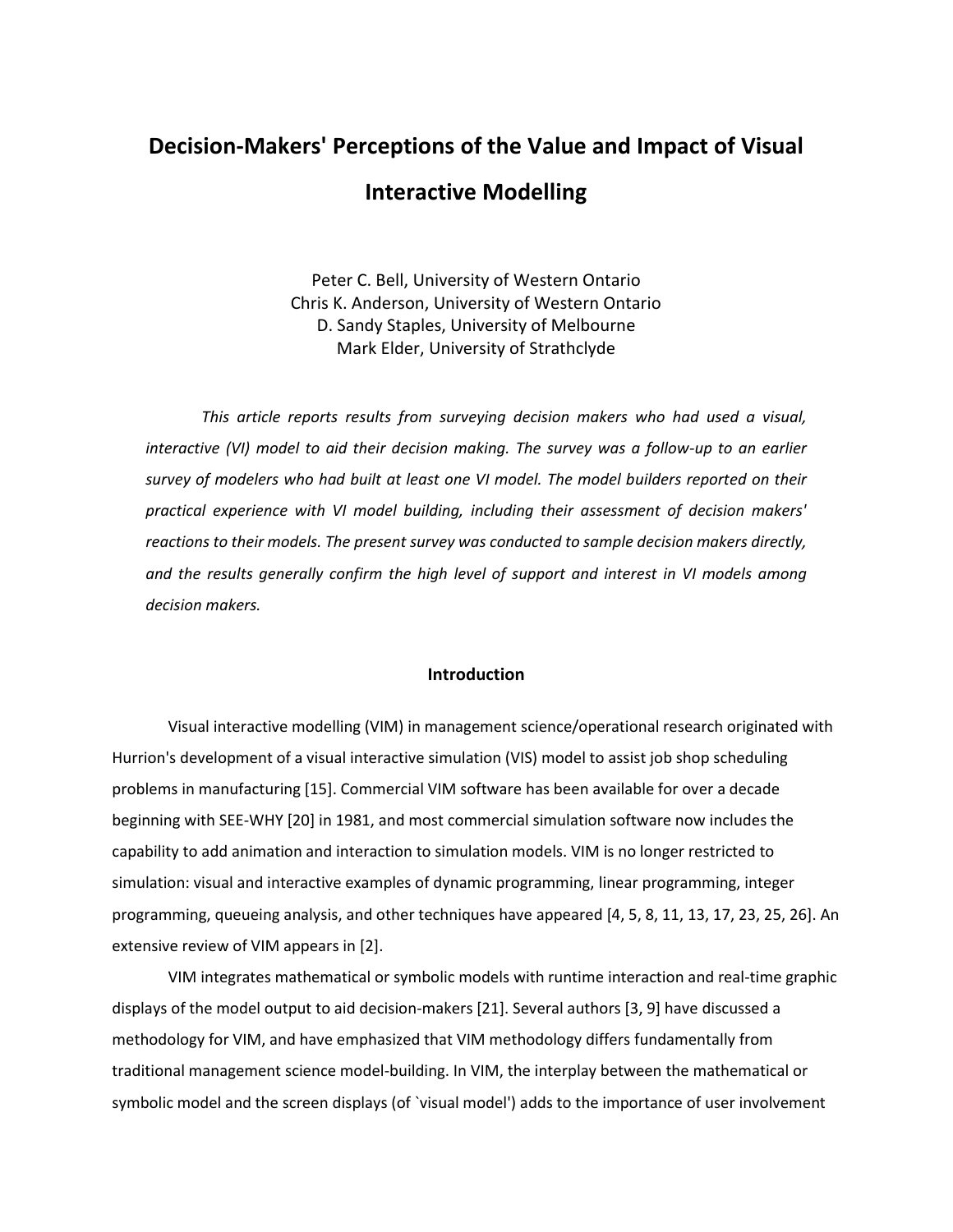# Decision-Makers' Perceptions of the Value and Impact of Visual Interactive Modelling

Peter C. Bell, University of Western Ontario
Chris K. Anderson, University of Western Ontario
D. Sandy Staples, University of Melbourne
Mark Elder, University of Strathclyde

*This article reports results from surveying decision makers who had used a visual, interactive (VI) model to aid their decision making. The survey was a follow-up to an earlier survey of modelers who had built at least one VI model. The model builders reported on their practical experience with VI model building, including their assessment of decision makers' reactions to their models. The present survey was conducted to sample decision makers directly, and the results generally confirm the high level of support and interest in VI models among decision makers.*

## Introduction

Visual interactive modelling (VIM) in management science/operational research originated with Hurrion's development of a visual interactive simulation (VIS) model to assist job shop scheduling problems in manufacturing [15]. Commercial VIM software has been available for over a decade beginning with SEE-WHY [20] in 1981, and most commercial simulation software now includes the capability to add animation and interaction to simulation models. VIM is no longer restricted to simulation: visual and interactive examples of dynamic programming, linear programming, integer programming, queueing analysis, and other techniques have appeared [4, 5, 8, 11, 13, 17, 23, 25, 26]. An extensive review of VIM appears in [2].

VIM integrates mathematical or symbolic models with runtime interaction and real-time graphic displays of the model output to aid decision-makers [21]. Several authors [3, 9] have discussed a methodology for VIM, and have emphasized that VIM methodology differs fundamentally from traditional management science model-building. In VIM, the interplay between the mathematical or symbolic model and the screen displays (of `visual model') adds to the importance of user involvement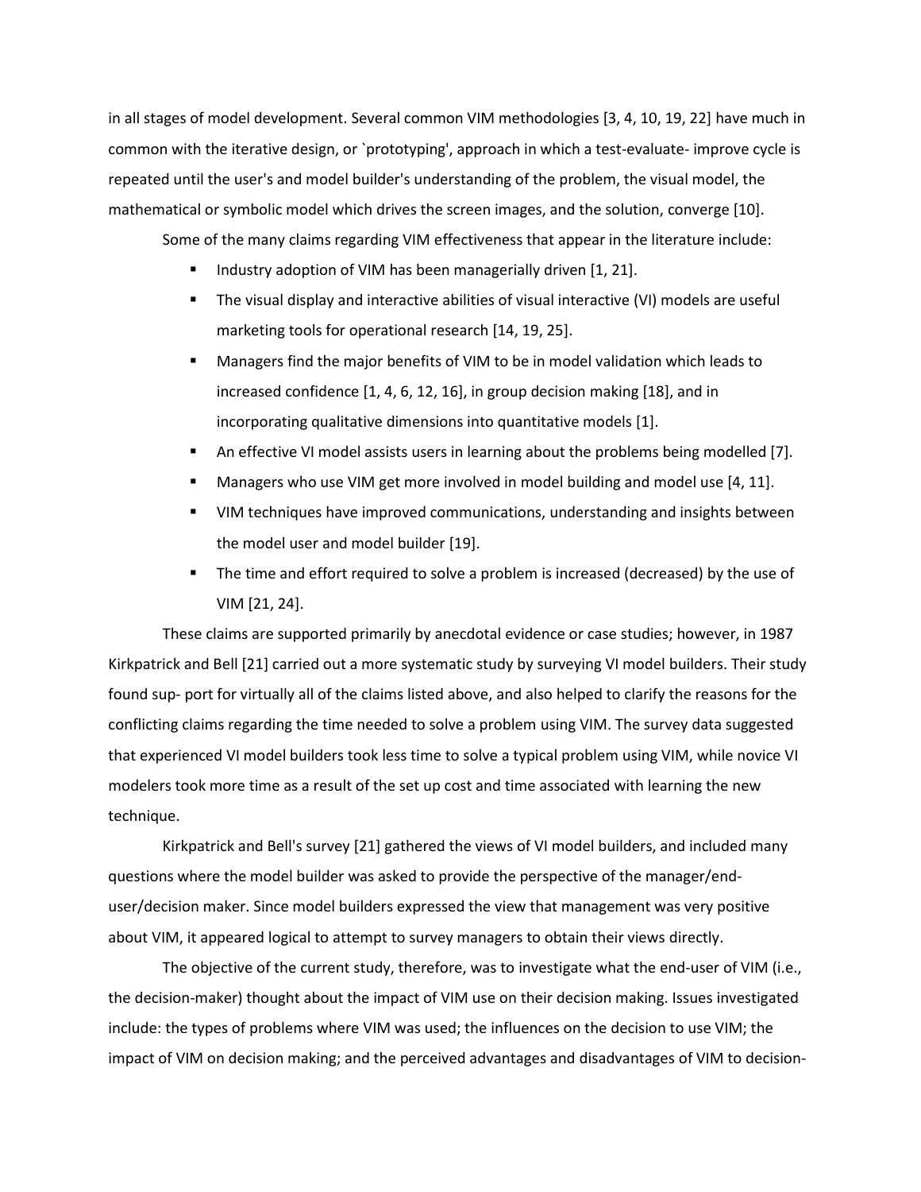in all stages of model development. Several common VIM methodologies [3, 4, 10, 19, 22] have much in common with the iterative design, or `prototyping', approach in which a test-evaluate- improve cycle is repeated until the user's and model builder's understanding of the problem, the visual model, the mathematical or symbolic model which drives the screen images, and the solution, converge [10].

Some of the many claims regarding VIM effectiveness that appear in the literature include:

- Industry adoption of VIM has been managerially driven [1, 21].
- The visual display and interactive abilities of visual interactive (VI) models are useful marketing tools for operational research [14, 19, 25].
- Managers find the major benefits of VIM to be in model validation which leads to increased confidence [1, 4, 6, 12, 16], in group decision making [18], and in incorporating qualitative dimensions into quantitative models [1].
- An effective VI model assists users in learning about the problems being modelled [7].
- Managers who use VIM get more involved in model building and model use [4, 11].
- VIM techniques have improved communications, understanding and insights between the model user and model builder [19].
- The time and effort required to solve a problem is increased (decreased) by the use of VIM [21, 24].

These claims are supported primarily by anecdotal evidence or case studies; however, in 1987 Kirkpatrick and Bell [21] carried out a more systematic study by surveying VI model builders. Their study found sup- port for virtually all of the claims listed above, and also helped to clarify the reasons for the conflicting claims regarding the time needed to solve a problem using VIM. The survey data suggested that experienced VI model builders took less time to solve a typical problem using VIM, while novice VI modelers took more time as a result of the set up cost and time associated with learning the new technique.

Kirkpatrick and Bell's survey [21] gathered the views of VI model builders, and included many questions where the model builder was asked to provide the perspective of the manager/end-user/decision maker. Since model builders expressed the view that management was very positive about VIM, it appeared logical to attempt to survey managers to obtain their views directly.

The objective of the current study, therefore, was to investigate what the end-user of VIM (i.e., the decision-maker) thought about the impact of VIM use on their decision making. Issues investigated include: the types of problems where VIM was used; the influences on the decision to use VIM; the impact of VIM on decision making; and the perceived advantages and disadvantages of VIM to decision-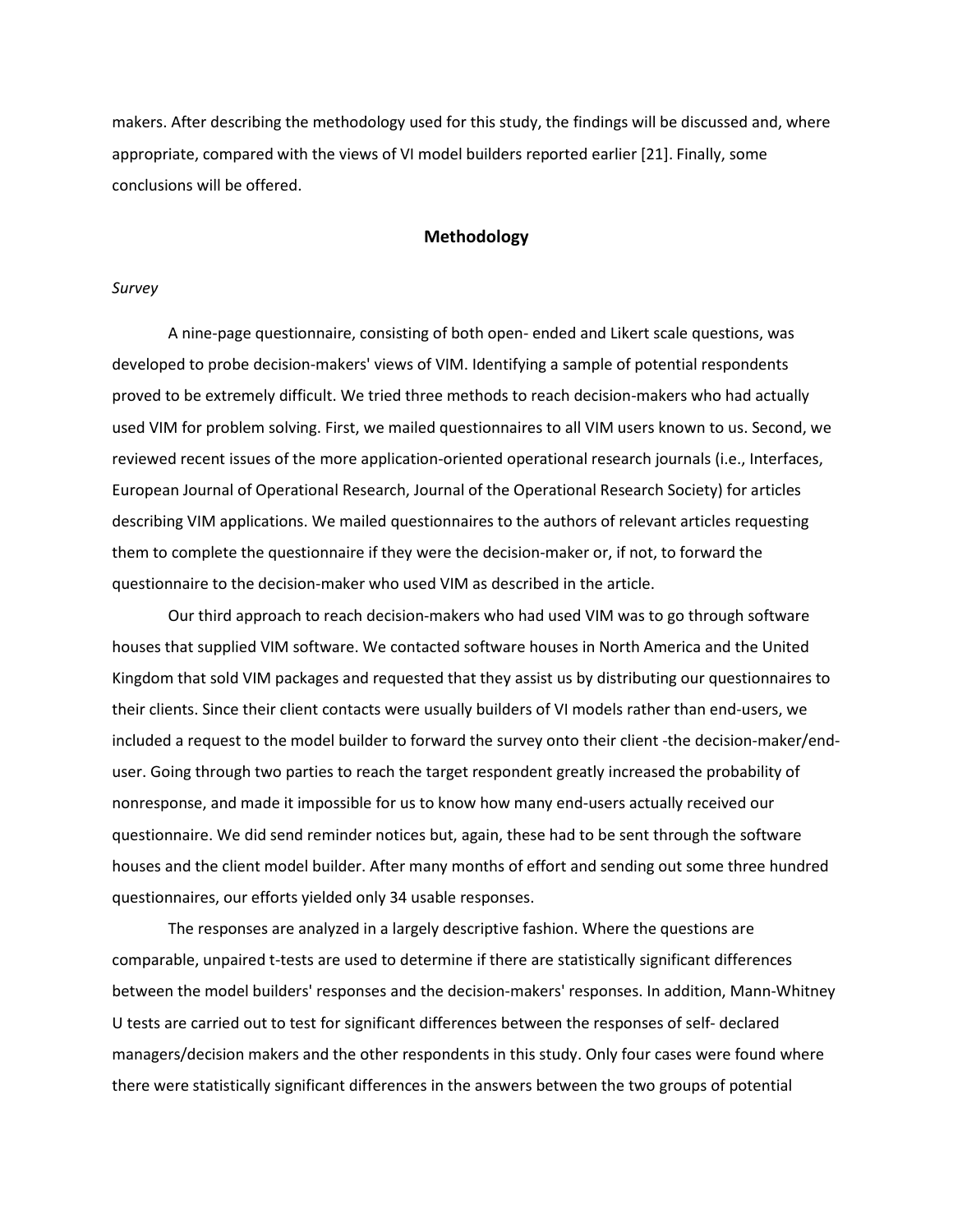makers. After describing the methodology used for this study, the findings will be discussed and, where appropriate, compared with the views of VI model builders reported earlier [21]. Finally, some conclusions will be offered.

## Methodology

*Survey*

A nine-page questionnaire, consisting of both open- ended and Likert scale questions, was developed to probe decision-makers' views of VIM. Identifying a sample of potential respondents proved to be extremely difficult. We tried three methods to reach decision-makers who had actually used VIM for problem solving. First, we mailed questionnaires to all VIM users known to us. Second, we reviewed recent issues of the more application-oriented operational research journals (i.e., Interfaces, European Journal of Operational Research, Journal of the Operational Research Society) for articles describing VIM applications. We mailed questionnaires to the authors of relevant articles requesting them to complete the questionnaire if they were the decision-maker or, if not, to forward the questionnaire to the decision-maker who used VIM as described in the article.

Our third approach to reach decision-makers who had used VIM was to go through software houses that supplied VIM software. We contacted software houses in North America and the United Kingdom that sold VIM packages and requested that they assist us by distributing our questionnaires to their clients. Since their client contacts were usually builders of VI models rather than end-users, we included a request to the model builder to forward the survey onto their client -the decision-maker/end-user. Going through two parties to reach the target respondent greatly increased the probability of nonresponse, and made it impossible for us to know how many end-users actually received our questionnaire. We did send reminder notices but, again, these had to be sent through the software houses and the client model builder. After many months of effort and sending out some three hundred questionnaires, our efforts yielded only 34 usable responses.

The responses are analyzed in a largely descriptive fashion. Where the questions are comparable, unpaired t-tests are used to determine if there are statistically significant differences between the model builders' responses and the decision-makers' responses. In addition, Mann-Whitney U tests are carried out to test for significant differences between the responses of self- declared managers/decision makers and the other respondents in this study. Only four cases were found where there were statistically significant differences in the answers between the two groups of potential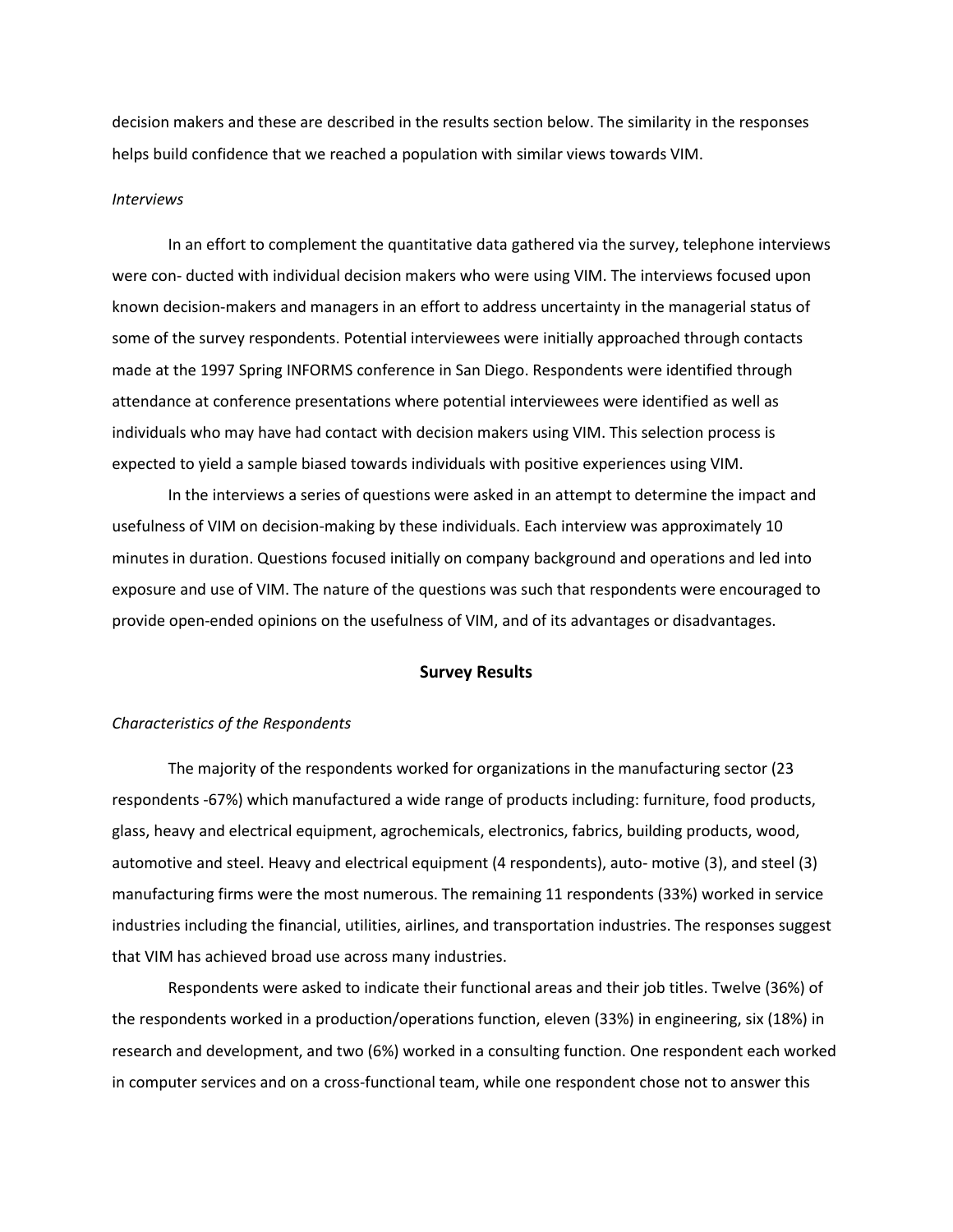decision makers and these are described in the results section below. The similarity in the responses helps build confidence that we reached a population with similar views towards VIM.

*Interviews*

In an effort to complement the quantitative data gathered via the survey, telephone interviews were con- ducted with individual decision makers who were using VIM. The interviews focused upon known decision-makers and managers in an effort to address uncertainty in the managerial status of some of the survey respondents. Potential interviewees were initially approached through contacts made at the 1997 Spring INFORMS conference in San Diego. Respondents were identified through attendance at conference presentations where potential interviewees were identified as well as individuals who may have had contact with decision makers using VIM. This selection process is expected to yield a sample biased towards individuals with positive experiences using VIM.

In the interviews a series of questions were asked in an attempt to determine the impact and usefulness of VIM on decision-making by these individuals. Each interview was approximately 10 minutes in duration. Questions focused initially on company background and operations and led into exposure and use of VIM. The nature of the questions was such that respondents were encouraged to provide open-ended opinions on the usefulness of VIM, and of its advantages or disadvantages.

## Survey Results

*Characteristics of the Respondents*

The majority of the respondents worked for organizations in the manufacturing sector (23 respondents -67%) which manufactured a wide range of products including: furniture, food products, glass, heavy and electrical equipment, agrochemicals, electronics, fabrics, building products, wood, automotive and steel. Heavy and electrical equipment (4 respondents), auto- motive (3), and steel (3) manufacturing firms were the most numerous. The remaining 11 respondents (33%) worked in service industries including the financial, utilities, airlines, and transportation industries. The responses suggest that VIM has achieved broad use across many industries.

Respondents were asked to indicate their functional areas and their job titles. Twelve (36%) of the respondents worked in a production/operations function, eleven (33%) in engineering, six (18%) in research and development, and two (6%) worked in a consulting function. One respondent each worked in computer services and on a cross-functional team, while one respondent chose not to answer this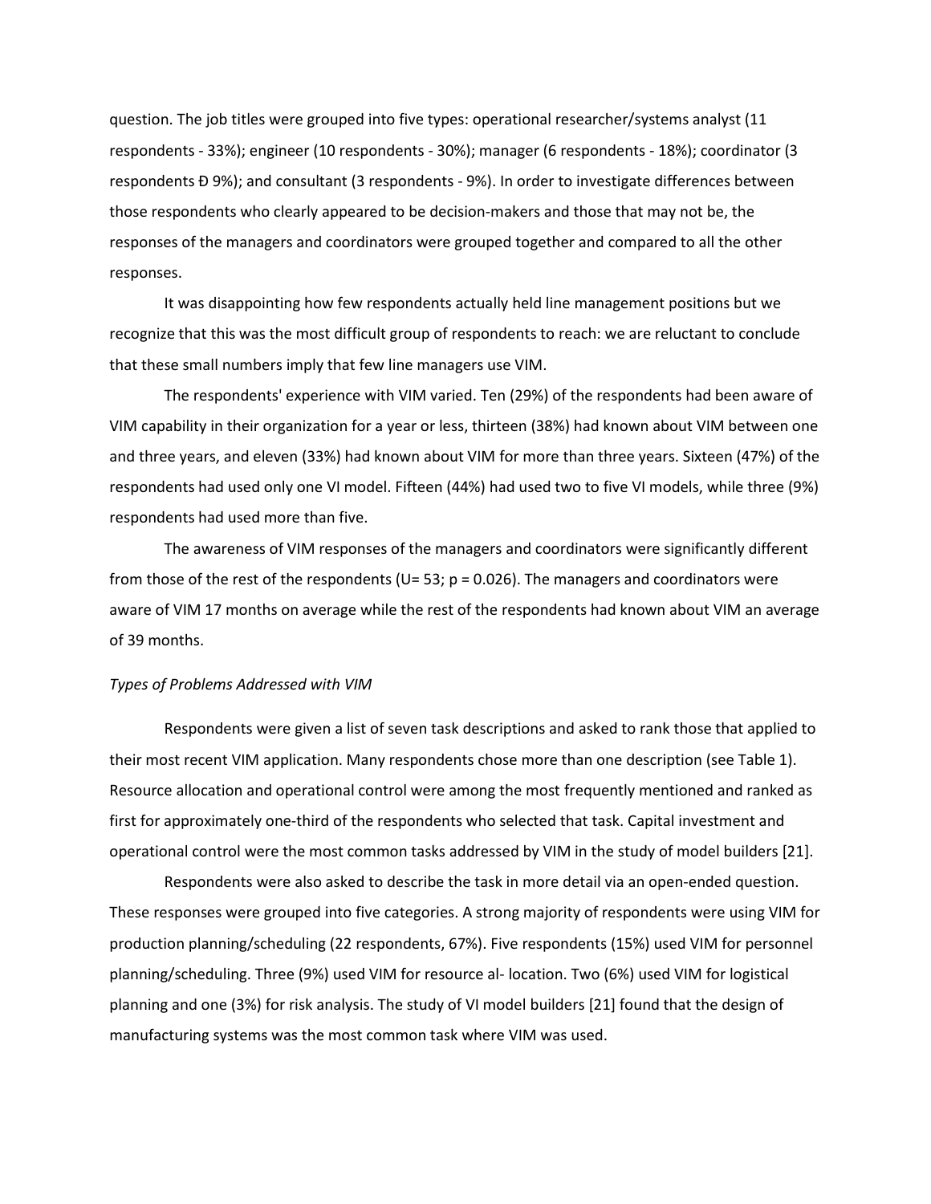question. The job titles were grouped into five types: operational researcher/systems analyst (11 respondents - 33%); engineer (10 respondents - 30%); manager (6 respondents - 18%); coordinator (3 respondents Ð 9%); and consultant (3 respondents - 9%). In order to investigate differences between those respondents who clearly appeared to be decision-makers and those that may not be, the responses of the managers and coordinators were grouped together and compared to all the other responses.

It was disappointing how few respondents actually held line management positions but we recognize that this was the most difficult group of respondents to reach: we are reluctant to conclude that these small numbers imply that few line managers use VIM.

The respondents' experience with VIM varied. Ten (29%) of the respondents had been aware of VIM capability in their organization for a year or less, thirteen (38%) had known about VIM between one and three years, and eleven (33%) had known about VIM for more than three years. Sixteen (47%) of the respondents had used only one VI model. Fifteen (44%) had used two to five VI models, while three (9%) respondents had used more than five.

The awareness of VIM responses of the managers and coordinators were significantly different from those of the rest of the respondents ($U = 53$; $p = 0.026$). The managers and coordinators were aware of VIM 17 months on average while the rest of the respondents had known about VIM an average of 39 months.

*Types of Problems Addressed with VIM*

Respondents were given a list of seven task descriptions and asked to rank those that applied to their most recent VIM application. Many respondents chose more than one description (see Table 1). Resource allocation and operational control were among the most frequently mentioned and ranked as first for approximately one-third of the respondents who selected that task. Capital investment and operational control were the most common tasks addressed by VIM in the study of model builders [21].

Respondents were also asked to describe the task in more detail via an open-ended question. These responses were grouped into five categories. A strong majority of respondents were using VIM for production planning/scheduling (22 respondents, 67%). Five respondents (15%) used VIM for personnel planning/scheduling. Three (9%) used VIM for resource al- location. Two (6%) used VIM for logistical planning and one (3%) for risk analysis. The study of VI model builders [21] found that the design of manufacturing systems was the most common task where VIM was used.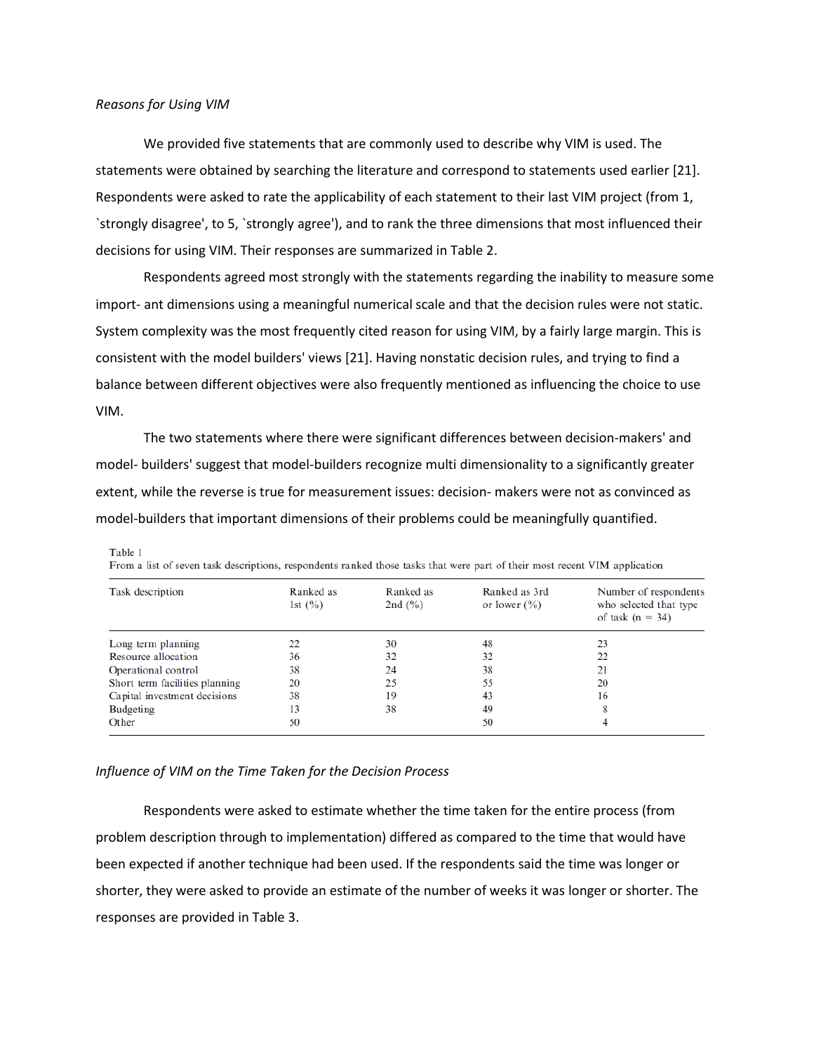*Reasons for Using VIM*

We provided five statements that are commonly used to describe why VIM is used. The statements were obtained by searching the literature and correspond to statements used earlier [21]. Respondents were asked to rate the applicability of each statement to their last VIM project (from 1, `strongly disagree', to 5, `strongly agree'), and to rank the three dimensions that most influenced their decisions for using VIM. Their responses are summarized in Table 2.

Respondents agreed most strongly with the statements regarding the inability to measure some import- ant dimensions using a meaningful numerical scale and that the decision rules were not static. System complexity was the most frequently cited reason for using VIM, by a fairly large margin. This is consistent with the model builders' views [21]. Having nonstatic decision rules, and trying to find a balance between different objectives were also frequently mentioned as influencing the choice to use VIM.

The two statements where there were significant differences between decision-makers' and model- builders' suggest that model-builders recognize multi dimensionality to a significantly greater extent, while the reverse is true for measurement issues: decision- makers were not as convinced as model-builders that important dimensions of their problems could be meaningfully quantified.

Table 1
From a list of seven task descriptions, respondents ranked those tasks that were part of their most recent VIM application

| Task description | Ranked as 1st (%) | Ranked as 2nd (%) | Ranked as 3rd or lower (%) | Number of respondents who selected that type of task (n = 34) |
|---|---|---|---|---|
| Long term planning | 22 | 30 | 48 | 23 |
| Resource allocation | 36 | 32 | 32 | 22 |
| Operational control | 38 | 24 | 38 | 21 |
| Short term facilities planning | 20 | 25 | 55 | 20 |
| Capital investment decisions | 38 | 19 | 43 | 16 |
| Budgeting | 13 | 38 | 49 | 8 |
| Other | 50 | | 50 | 4 |

*Influence of VIM on the Time Taken for the Decision Process*

Respondents were asked to estimate whether the time taken for the entire process (from problem description through to implementation) differed as compared to the time that would have been expected if another technique had been used. If the respondents said the time was longer or shorter, they were asked to provide an estimate of the number of weeks it was longer or shorter. The responses are provided in Table 3.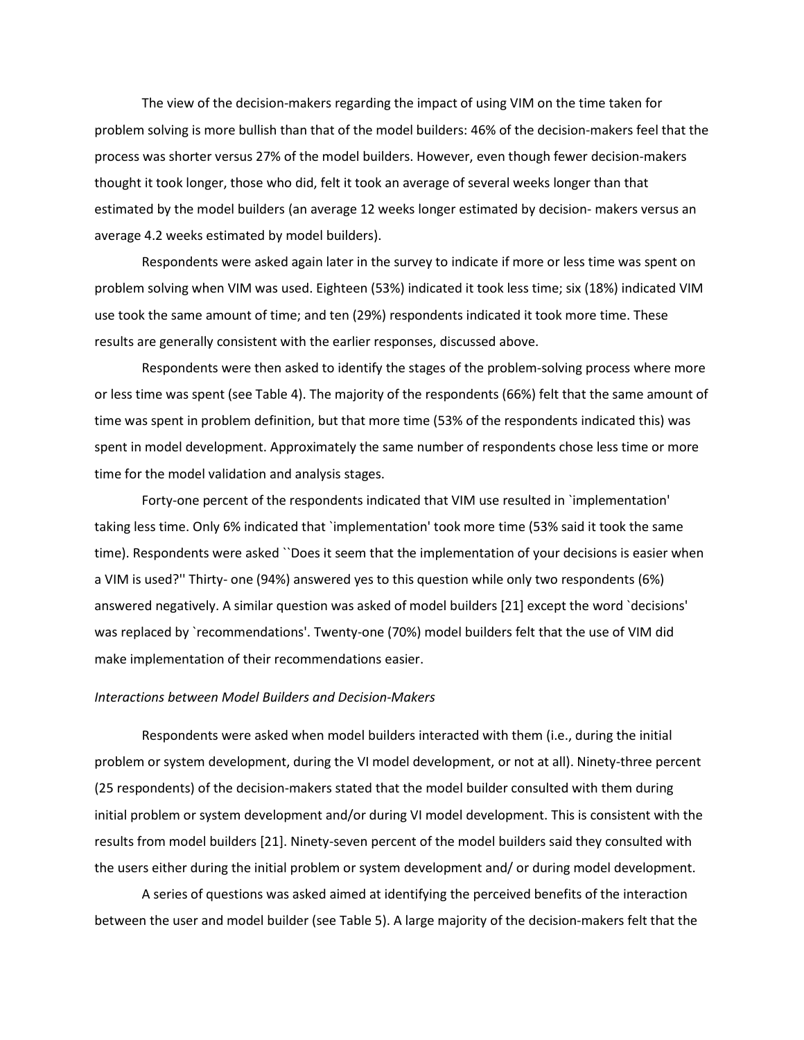The view of the decision-makers regarding the impact of using VIM on the time taken for problem solving is more bullish than that of the model builders: 46% of the decision-makers feel that the process was shorter versus 27% of the model builders. However, even though fewer decision-makers thought it took longer, those who did, felt it took an average of several weeks longer than that estimated by the model builders (an average 12 weeks longer estimated by decision- makers versus an average 4.2 weeks estimated by model builders).

Respondents were asked again later in the survey to indicate if more or less time was spent on problem solving when VIM was used. Eighteen (53%) indicated it took less time; six (18%) indicated VIM use took the same amount of time; and ten (29%) respondents indicated it took more time. These results are generally consistent with the earlier responses, discussed above.

Respondents were then asked to identify the stages of the problem-solving process where more or less time was spent (see Table 4). The majority of the respondents (66%) felt that the same amount of time was spent in problem definition, but that more time (53% of the respondents indicated this) was spent in model development. Approximately the same number of respondents chose less time or more time for the model validation and analysis stages.

Forty-one percent of the respondents indicated that VIM use resulted in `implementation' taking less time. Only 6% indicated that `implementation' took more time (53% said it took the same time). Respondents were asked ``Does it seem that the implementation of your decisions is easier when a VIM is used?'' Thirty- one (94%) answered yes to this question while only two respondents (6%) answered negatively. A similar question was asked of model builders [21] except the word `decisions' was replaced by `recommendations'. Twenty-one (70%) model builders felt that the use of VIM did make implementation of their recommendations easier.

*Interactions between Model Builders and Decision-Makers*

Respondents were asked when model builders interacted with them (i.e., during the initial problem or system development, during the VI model development, or not at all). Ninety-three percent (25 respondents) of the decision-makers stated that the model builder consulted with them during initial problem or system development and/or during VI model development. This is consistent with the results from model builders [21]. Ninety-seven percent of the model builders said they consulted with the users either during the initial problem or system development and/ or during model development.

A series of questions was asked aimed at identifying the perceived benefits of the interaction between the user and model builder (see Table 5). A large majority of the decision-makers felt that the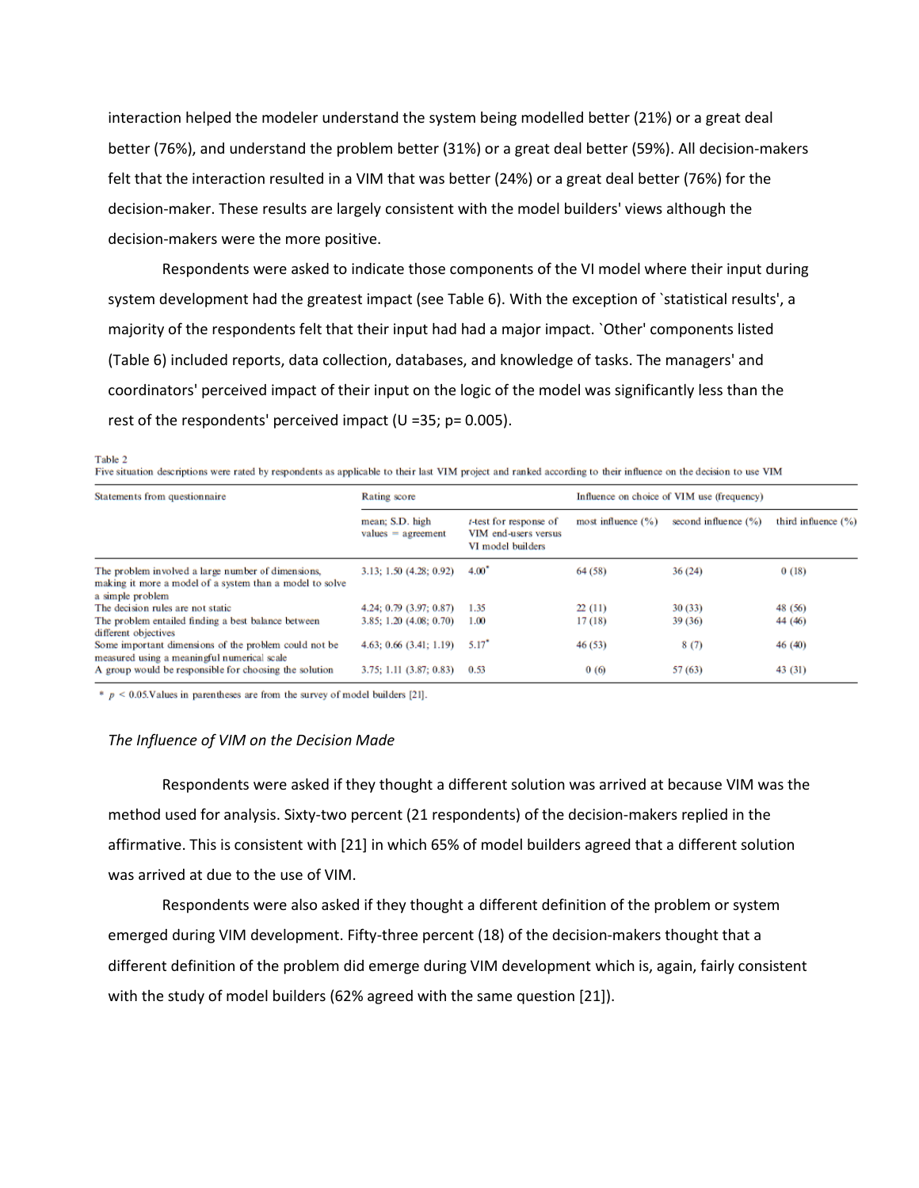interaction helped the modeler understand the system being modelled better (21%) or a great deal better (76%), and understand the problem better (31%) or a great deal better (59%). All decision-makers felt that the interaction resulted in a VIM that was better (24%) or a great deal better (76%) for the decision-maker. These results are largely consistent with the model builders' views although the decision-makers were the more positive.

Respondents were asked to indicate those components of the VI model where their input during system development had the greatest impact (see Table 6). With the exception of `statistical results', a majority of the respondents felt that their input had had a major impact. `Other' components listed (Table 6) included reports, data collection, databases, and knowledge of tasks. The managers' and coordinators' perceived impact of their input on the logic of the model was significantly less than the rest of the respondents' perceived impact (U =35; p= 0.005).

Table 2
Five situation descriptions were rated by respondents as applicable to their last VIM project and ranked according to their influence on the decision to use VIM

| Statements from questionnaire | Rating score | | Influence on choice of VIM use (frequency) | | |
|---|---|---|---|---|---|
| | mean; S.D. high values = agreement | t-test for response of VIM end-users versus VI model builders | most influence (%) | second influence (%) | third influence (%) |
| The problem involved a large number of dimensions, making it more a model of a system than a model to solve a simple problem | 3.13; 1.50 (4.28; 0.92) | 4.00* | 64 (58) | 36 (24) | 0 (18) |
| The decision rules are not static | 4.24; 0.79 (3.97; 0.87) | 1.35 | 22 (11) | 30 (33) | 48 (56) |
| The problem entailed finding a best balance between different objectives | 3.85; 1.20 (4.08; 0.70) | 1.00 | 17 (18) | 39 (36) | 44 (46) |
| Some important dimensions of the problem could not be measured using a meaningful numerical scale | 4.63; 0.66 (3.41; 1.19) | 5.17* | 46 (53) | 8 (7) | 46 (40) |
| A group would be responsible for choosing the solution | 3.75; 1.11 (3.87; 0.83) | 0.53 | 0 (6) | 57 (63) | 43 (31) |

* $p < 0.05$. Values in parentheses are from the survey of model builders [21].

*The Influence of VIM on the Decision Made*

Respondents were asked if they thought a different solution was arrived at because VIM was the method used for analysis. Sixty-two percent (21 respondents) of the decision-makers replied in the affirmative. This is consistent with [21] in which 65% of model builders agreed that a different solution was arrived at due to the use of VIM.

Respondents were also asked if they thought a different definition of the problem or system emerged during VIM development. Fifty-three percent (18) of the decision-makers thought that a different definition of the problem did emerge during VIM development which is, again, fairly consistent with the study of model builders (62% agreed with the same question [21]).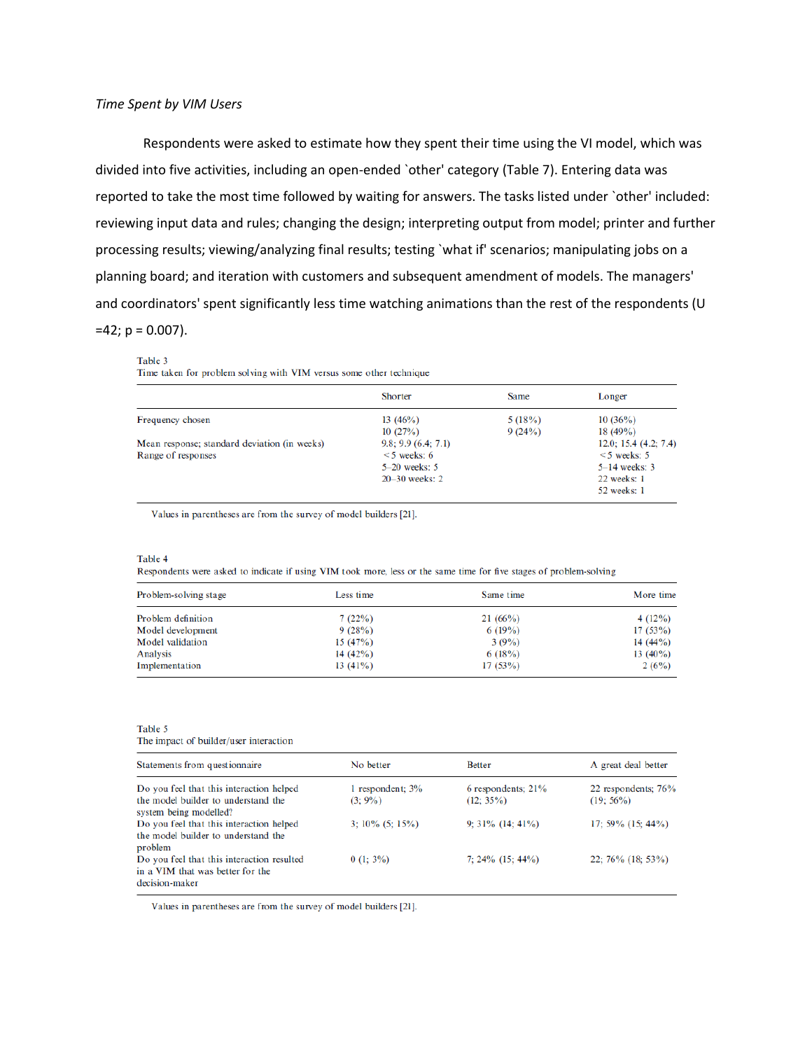*Time Spent by VIM Users*

Respondents were asked to estimate how they spent their time using the VI model, which was divided into five activities, including an open-ended `other' category (Table 7). Entering data was reported to take the most time followed by waiting for answers. The tasks listed under `other' included: reviewing input data and rules; changing the design; interpreting output from model; printer and further processing results; viewing/analyzing final results; testing `what if' scenarios; manipulating jobs on a planning board; and iteration with customers and subsequent amendment of models. The managers' and coordinators' spent significantly less time watching animations than the rest of the respondents ($U = 42$; $p = 0.007$).

Table 3
Time taken for problem solving with VIM versus some other technique

| | Shorter | Same | Longer |
|---|---|---|---|
| Frequency chosen | 13 (46%)<br>10 (27%) | 5 (18%)<br>9 (24%) | 10 (36%)<br>18 (49%) |
| Mean response; standard deviation (in weeks) | 9.8; 9.9 (6.4; 7.1) | | 12.0; 15.4 (4.2; 7.4) |
| Range of responses | <5 weeks: 6<br>5–20 weeks: 5<br>20–30 weeks: 2 | | <5 weeks: 5<br>5–14 weeks: 3<br>22 weeks: 1<br>52 weeks: 1 |

Values in parentheses are from the survey of model builders [21].

Table 4
Respondents were asked to indicate if using VIM took more, less or the same time for five stages of problem-solving

| Problem-solving stage | Less time | Same time | More time |
|---|---|---|---|
| Problem definition | 7 (22%) | 21 (66%) | 4 (12%) |
| Model development | 9 (28%) | 6 (19%) | 17 (53%) |
| Model validation | 15 (47%) | 3 (9%) | 14 (44%) |
| Analysis | 14 (42%) | 6 (18%) | 13 (40%) |
| Implementation | 13 (41%) | 17 (53%) | 2 (6%) |

Table 5
The impact of builder/user interaction

| Statements from questionnaire | No better | Better | A great deal better |
|---|---|---|---|
| Do you feel that this interaction helped the model builder to understand the system being modelled? | 1 respondent; 3% (3; 9%) | 6 respondents; 21% (12; 35%) | 22 respondents; 76% (19; 56%) |
| Do you feel that this interaction helped the model builder to understand the problem | 3; 10% (5; 15%) | 9; 31% (14; 41%) | 17; 59% (15; 44%) |
| Do you feel that this interaction resulted in a VIM that was better for the decision-maker | 0 (1; 3%) | 7; 24% (15; 44%) | 22; 76% (18; 53%) |

Values in parentheses are from the survey of model builders [21].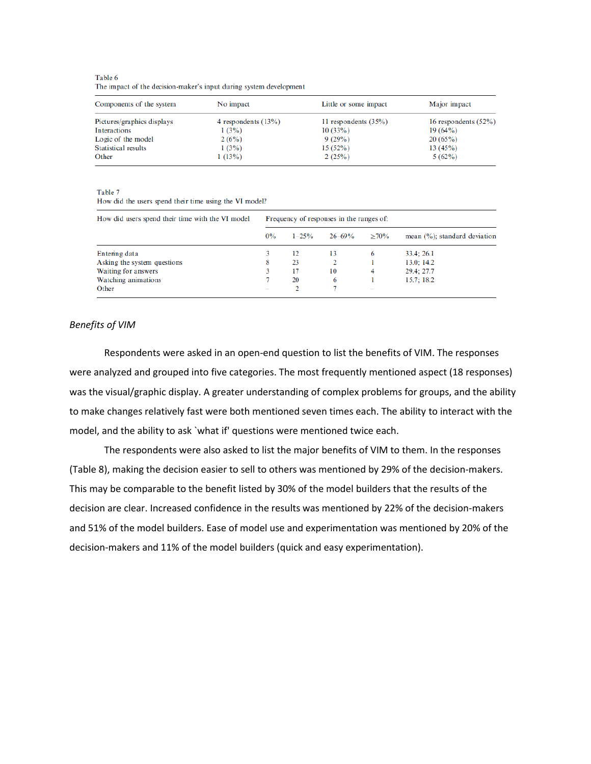Table 6
The impact of the decision-maker's input during system development

| Components of the system | No impact | Little or some impact | Major impact |
|---|---|---|---|
| Pictures/graphics displays | 4 respondents (13%) | 11 respondents (35%) | 16 respondents (52%) |
| Interactions | 1 (3%) | 10 (33%) | 19 (64%) |
| Logic of the model | 2 (6%) | 9 (29%) | 20 (65%) |
| Statistical results | 1 (3%) | 15 (52%) | 13 (45%) |
| Other | 1 (13%) | 2 (25%) | 5 (62%) |

Table 7
How did the users spend their time using the VI model?

| How did users spend their time with the VI model | Frequency of responses in the ranges of: | | | | |
|---|---|---|---|---|---|
| | 0% | 1–25% | 26–69% | ≥70% | mean (%); standard deviation |
| Entering data | 3 | 12 | 13 | 6 | 33.4; 26.1 |
| Asking the system questions | 8 | 23 | 2 | 1 | 13.0; 14.2 |
| Waiting for answers | 3 | 17 | 10 | 4 | 29.4; 27.7 |
| Watching animations | 7 | 20 | 6 | 1 | 15.7; 18.2 |
| Other | – | 2 | 7 | – | |

*Benefits of VIM*

Respondents were asked in an open-end question to list the benefits of VIM. The responses were analyzed and grouped into five categories. The most frequently mentioned aspect (18 responses) was the visual/graphic display. A greater understanding of complex problems for groups, and the ability to make changes relatively fast were both mentioned seven times each. The ability to interact with the model, and the ability to ask `what if' questions were mentioned twice each.

The respondents were also asked to list the major benefits of VIM to them. In the responses (Table 8), making the decision easier to sell to others was mentioned by 29% of the decision-makers. This may be comparable to the benefit listed by 30% of the model builders that the results of the decision are clear. Increased confidence in the results was mentioned by 22% of the decision-makers and 51% of the model builders. Ease of model use and experimentation was mentioned by 20% of the decision-makers and 11% of the model builders (quick and easy experimentation).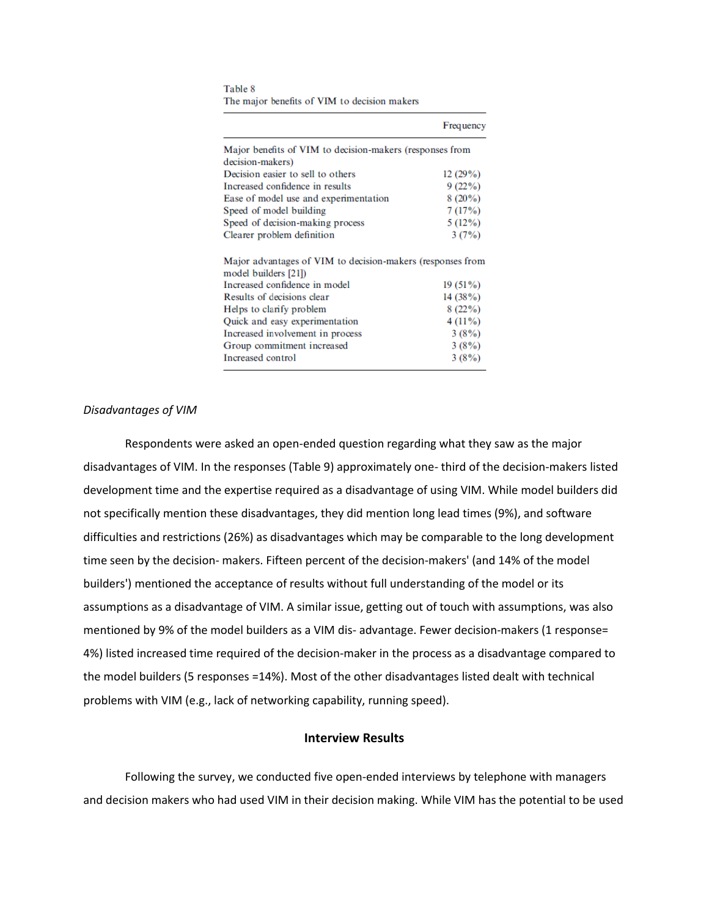Table 8
The major benefits of VIM to decision makers

| | Frequency |
|---|---|
| Major benefits of VIM to decision-makers (responses from decision-makers) | |
| Decision easier to sell to others | 12 (29%) |
| Increased confidence in results | 9 (22%) |
| Ease of model use and experimentation | 8 (20%) |
| Speed of model building | 7 (17%) |
| Speed of decision-making process | 5 (12%) |
| Clearer problem definition | 3 (7%) |
| Major advantages of VIM to decision-makers (responses from model builders [21]) | |
| Increased confidence in model | 19 (51%) |
| Results of decisions clear | 14 (38%) |
| Helps to clarify problem | 8 (22%) |
| Quick and easy experimentation | 4 (11%) |
| Increased involvement in process | 3 (8%) |
| Group commitment increased | 3 (8%) |
| Increased control | 3 (8%) |

*Disadvantages of VIM*

Respondents were asked an open-ended question regarding what they saw as the major disadvantages of VIM. In the responses (Table 9) approximately one- third of the decision-makers listed development time and the expertise required as a disadvantage of using VIM. While model builders did not specifically mention these disadvantages, they did mention long lead times (9%), and software difficulties and restrictions (26%) as disadvantages which may be comparable to the long development time seen by the decision- makers. Fifteen percent of the decision-makers' (and 14% of the model builders') mentioned the acceptance of results without full understanding of the model or its assumptions as a disadvantage of VIM. A similar issue, getting out of touch with assumptions, was also mentioned by 9% of the model builders as a VIM dis- advantage. Fewer decision-makers (1 response= 4%) listed increased time required of the decision-maker in the process as a disadvantage compared to the model builders (5 responses =14%). Most of the other disadvantages listed dealt with technical problems with VIM (e.g., lack of networking capability, running speed).

## Interview Results

Following the survey, we conducted five open-ended interviews by telephone with managers and decision makers who had used VIM in their decision making. While VIM has the potential to be used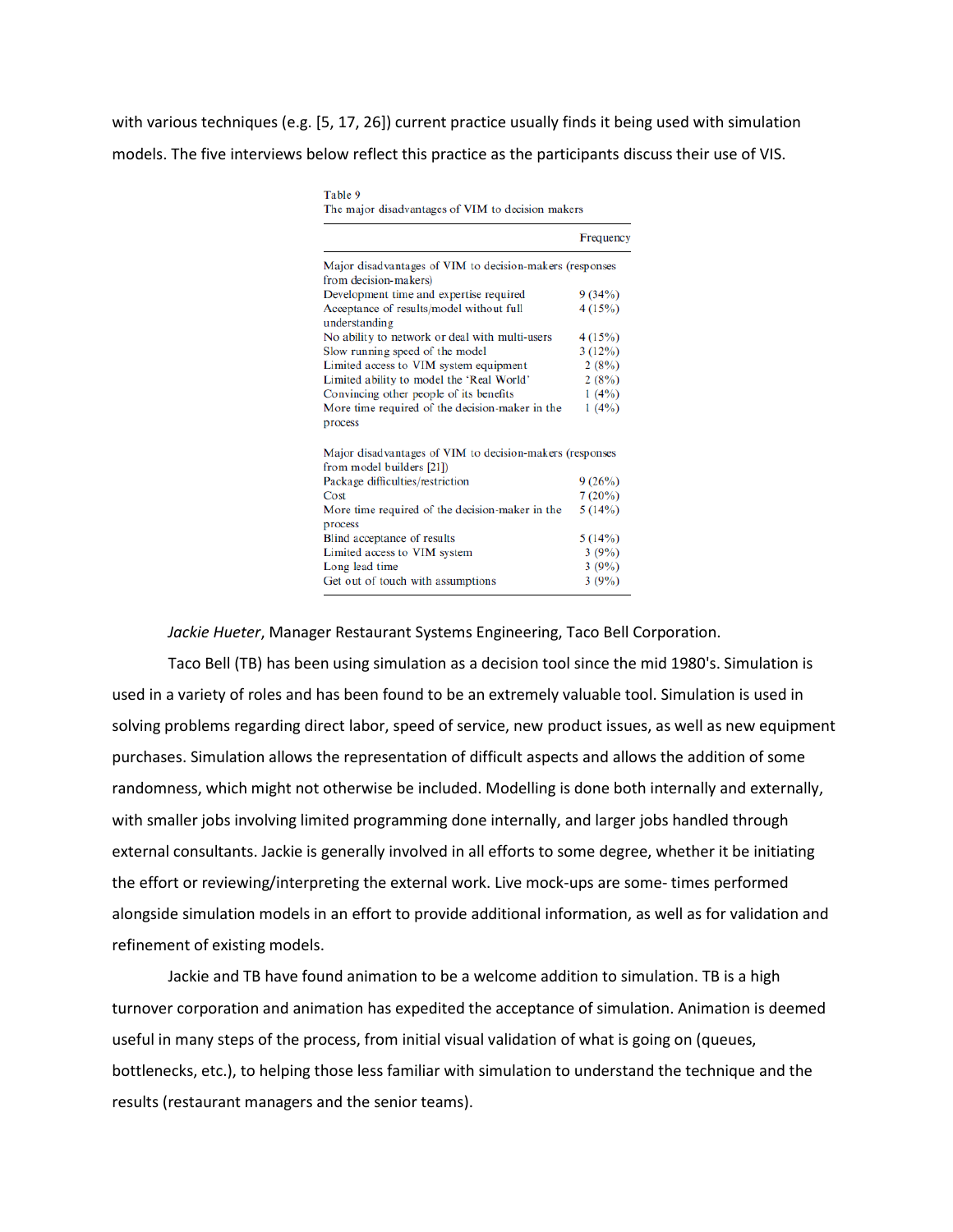with various techniques (e.g. [5, 17, 26]) current practice usually finds it being used with simulation models. The five interviews below reflect this practice as the participants discuss their use of VIS.

Table 9
The major disadvantages of VIM to decision makers

| | Frequency |
|---|---|
| **Major disadvantages of VIM to decision-makers (responses from decision-makers)** | |
| Development time and expertise required | 9 (34%) |
| Acceptance of results/model without full understanding | 4 (15%) |
| No ability to network or deal with multi-users | 4 (15%) |
| Slow running speed of the model | 3 (12%) |
| Limited access to VIM system equipment | 2 (8%) |
| Limited ability to model the 'Real World' | 2 (8%) |
| Convincing other people of its benefits | 1 (4%) |
| More time required of the decision-maker in the process | 1 (4%) |
| **Major disadvantages of VIM to decision-makers (responses from model builders [21])** | |
| Package difficulties/restriction | 9 (26%) |
| Cost | 7 (20%) |
| More time required of the decision-maker in the process | 5 (14%) |
| Blind acceptance of results | 5 (14%) |
| Limited access to VIM system | 3 (9%) |
| Long lead time | 3 (9%) |
| Get out of touch with assumptions | 3 (9%) |

*Jackie Hueter*, Manager Restaurant Systems Engineering, Taco Bell Corporation.

Taco Bell (TB) has been using simulation as a decision tool since the mid 1980's. Simulation is used in a variety of roles and has been found to be an extremely valuable tool. Simulation is used in solving problems regarding direct labor, speed of service, new product issues, as well as new equipment purchases. Simulation allows the representation of difficult aspects and allows the addition of some randomness, which might not otherwise be included. Modelling is done both internally and externally, with smaller jobs involving limited programming done internally, and larger jobs handled through external consultants. Jackie is generally involved in all efforts to some degree, whether it be initiating the effort or reviewing/interpreting the external work. Live mock-ups are some- times performed alongside simulation models in an effort to provide additional information, as well as for validation and refinement of existing models.

Jackie and TB have found animation to be a welcome addition to simulation. TB is a high turnover corporation and animation has expedited the acceptance of simulation. Animation is deemed useful in many steps of the process, from initial visual validation of what is going on (queues, bottlenecks, etc.), to helping those less familiar with simulation to understand the technique and the results (restaurant managers and the senior teams).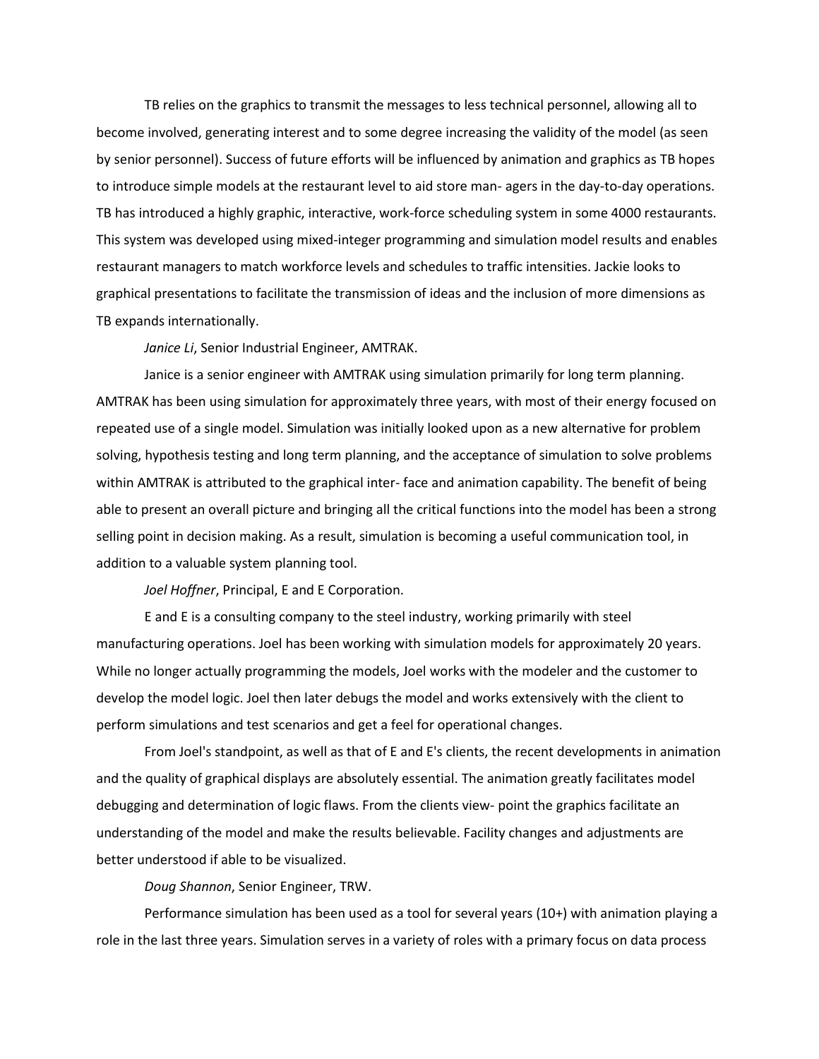TB relies on the graphics to transmit the messages to less technical personnel, allowing all to become involved, generating interest and to some degree increasing the validity of the model (as seen by senior personnel). Success of future efforts will be influenced by animation and graphics as TB hopes to introduce simple models at the restaurant level to aid store man- agers in the day-to-day operations. TB has introduced a highly graphic, interactive, work-force scheduling system in some 4000 restaurants. This system was developed using mixed-integer programming and simulation model results and enables restaurant managers to match workforce levels and schedules to traffic intensities. Jackie looks to graphical presentations to facilitate the transmission of ideas and the inclusion of more dimensions as TB expands internationally.

*Janice Li*, Senior Industrial Engineer, AMTRAK.

Janice is a senior engineer with AMTRAK using simulation primarily for long term planning. AMTRAK has been using simulation for approximately three years, with most of their energy focused on repeated use of a single model. Simulation was initially looked upon as a new alternative for problem solving, hypothesis testing and long term planning, and the acceptance of simulation to solve problems within AMTRAK is attributed to the graphical inter- face and animation capability. The benefit of being able to present an overall picture and bringing all the critical functions into the model has been a strong selling point in decision making. As a result, simulation is becoming a useful communication tool, in addition to a valuable system planning tool.

*Joel Hoffner*, Principal, E and E Corporation.

E and E is a consulting company to the steel industry, working primarily with steel manufacturing operations. Joel has been working with simulation models for approximately 20 years. While no longer actually programming the models, Joel works with the modeler and the customer to develop the model logic. Joel then later debugs the model and works extensively with the client to perform simulations and test scenarios and get a feel for operational changes.

From Joel's standpoint, as well as that of E and E's clients, the recent developments in animation and the quality of graphical displays are absolutely essential. The animation greatly facilitates model debugging and determination of logic flaws. From the clients view- point the graphics facilitate an understanding of the model and make the results believable. Facility changes and adjustments are better understood if able to be visualized.

*Doug Shannon*, Senior Engineer, TRW.

Performance simulation has been used as a tool for several years (10+) with animation playing a role in the last three years. Simulation serves in a variety of roles with a primary focus on data process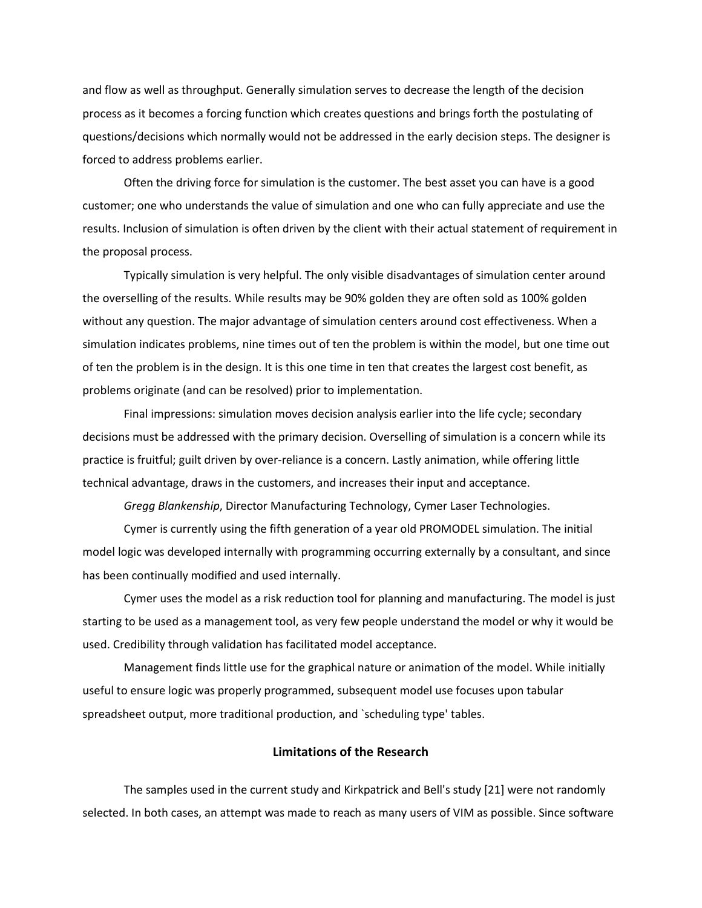and flow as well as throughput. Generally simulation serves to decrease the length of the decision process as it becomes a forcing function which creates questions and brings forth the postulating of questions/decisions which normally would not be addressed in the early decision steps. The designer is forced to address problems earlier.

Often the driving force for simulation is the customer. The best asset you can have is a good customer; one who understands the value of simulation and one who can fully appreciate and use the results. Inclusion of simulation is often driven by the client with their actual statement of requirement in the proposal process.

Typically simulation is very helpful. The only visible disadvantages of simulation center around the overselling of the results. While results may be 90% golden they are often sold as 100% golden without any question. The major advantage of simulation centers around cost effectiveness. When a simulation indicates problems, nine times out of ten the problem is within the model, but one time out of ten the problem is in the design. It is this one time in ten that creates the largest cost benefit, as problems originate (and can be resolved) prior to implementation.

Final impressions: simulation moves decision analysis earlier into the life cycle; secondary decisions must be addressed with the primary decision. Overselling of simulation is a concern while its practice is fruitful; guilt driven by over-reliance is a concern. Lastly animation, while offering little technical advantage, draws in the customers, and increases their input and acceptance.

*Gregg Blankenship*, Director Manufacturing Technology, Cymer Laser Technologies.

Cymer is currently using the fifth generation of a year old PROMODEL simulation. The initial model logic was developed internally with programming occurring externally by a consultant, and since has been continually modified and used internally.

Cymer uses the model as a risk reduction tool for planning and manufacturing. The model is just starting to be used as a management tool, as very few people understand the model or why it would be used. Credibility through validation has facilitated model acceptance.

Management finds little use for the graphical nature or animation of the model. While initially useful to ensure logic was properly programmed, subsequent model use focuses upon tabular spreadsheet output, more traditional production, and `scheduling type' tables.

## Limitations of the Research

The samples used in the current study and Kirkpatrick and Bell's study [21] were not randomly selected. In both cases, an attempt was made to reach as many users of VIM as possible. Since software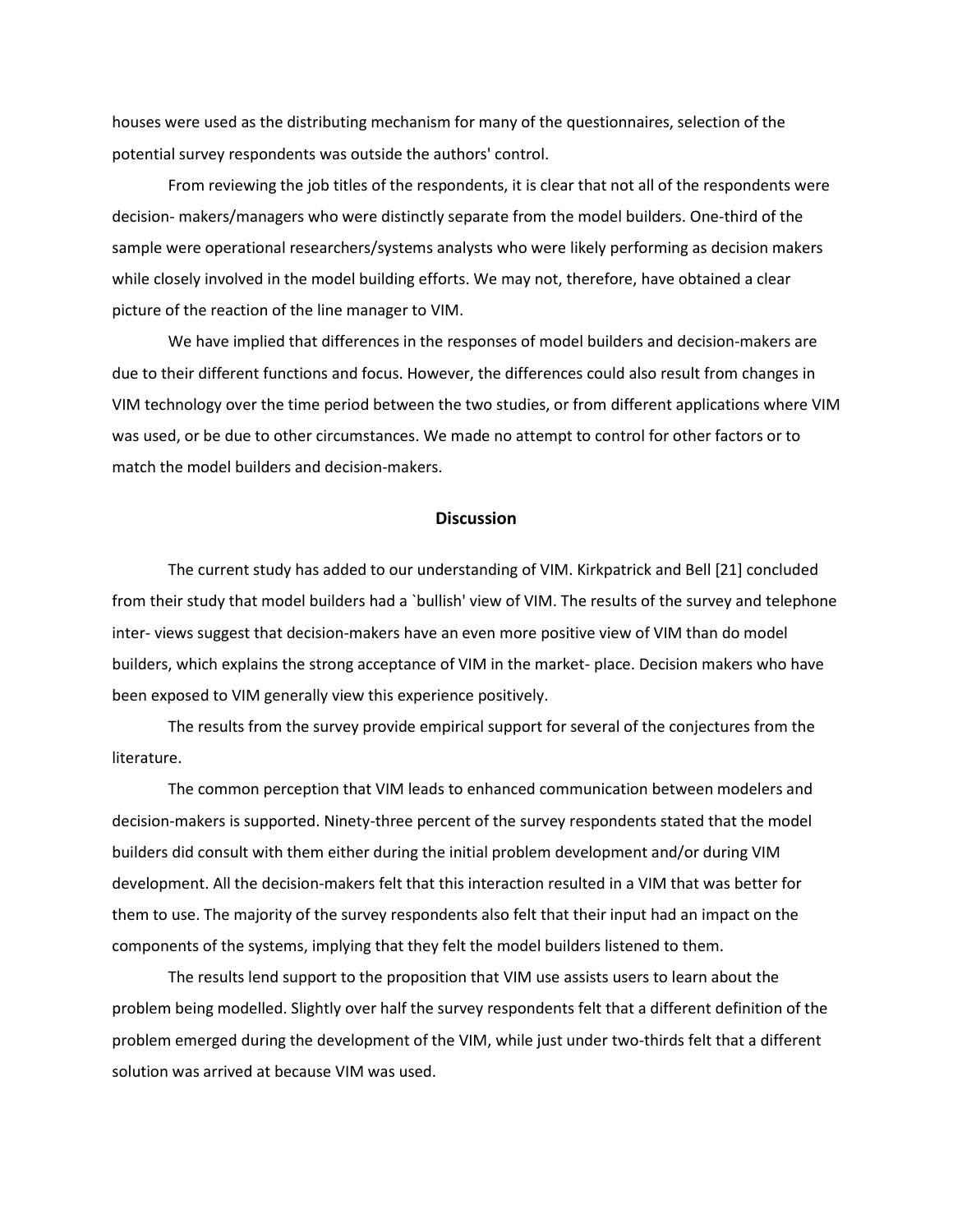houses were used as the distributing mechanism for many of the questionnaires, selection of the potential survey respondents was outside the authors' control.

From reviewing the job titles of the respondents, it is clear that not all of the respondents were decision- makers/managers who were distinctly separate from the model builders. One-third of the sample were operational researchers/systems analysts who were likely performing as decision makers while closely involved in the model building efforts. We may not, therefore, have obtained a clear picture of the reaction of the line manager to VIM.

We have implied that differences in the responses of model builders and decision-makers are due to their different functions and focus. However, the differences could also result from changes in VIM technology over the time period between the two studies, or from different applications where VIM was used, or be due to other circumstances. We made no attempt to control for other factors or to match the model builders and decision-makers.

## Discussion

The current study has added to our understanding of VIM. Kirkpatrick and Bell [21] concluded from their study that model builders had a `bullish' view of VIM. The results of the survey and telephone inter- views suggest that decision-makers have an even more positive view of VIM than do model builders, which explains the strong acceptance of VIM in the market- place. Decision makers who have been exposed to VIM generally view this experience positively.

The results from the survey provide empirical support for several of the conjectures from the literature.

The common perception that VIM leads to enhanced communication between modelers and decision-makers is supported. Ninety-three percent of the survey respondents stated that the model builders did consult with them either during the initial problem development and/or during VIM development. All the decision-makers felt that this interaction resulted in a VIM that was better for them to use. The majority of the survey respondents also felt that their input had an impact on the components of the systems, implying that they felt the model builders listened to them.

The results lend support to the proposition that VIM use assists users to learn about the problem being modelled. Slightly over half the survey respondents felt that a different definition of the problem emerged during the development of the VIM, while just under two-thirds felt that a different solution was arrived at because VIM was used.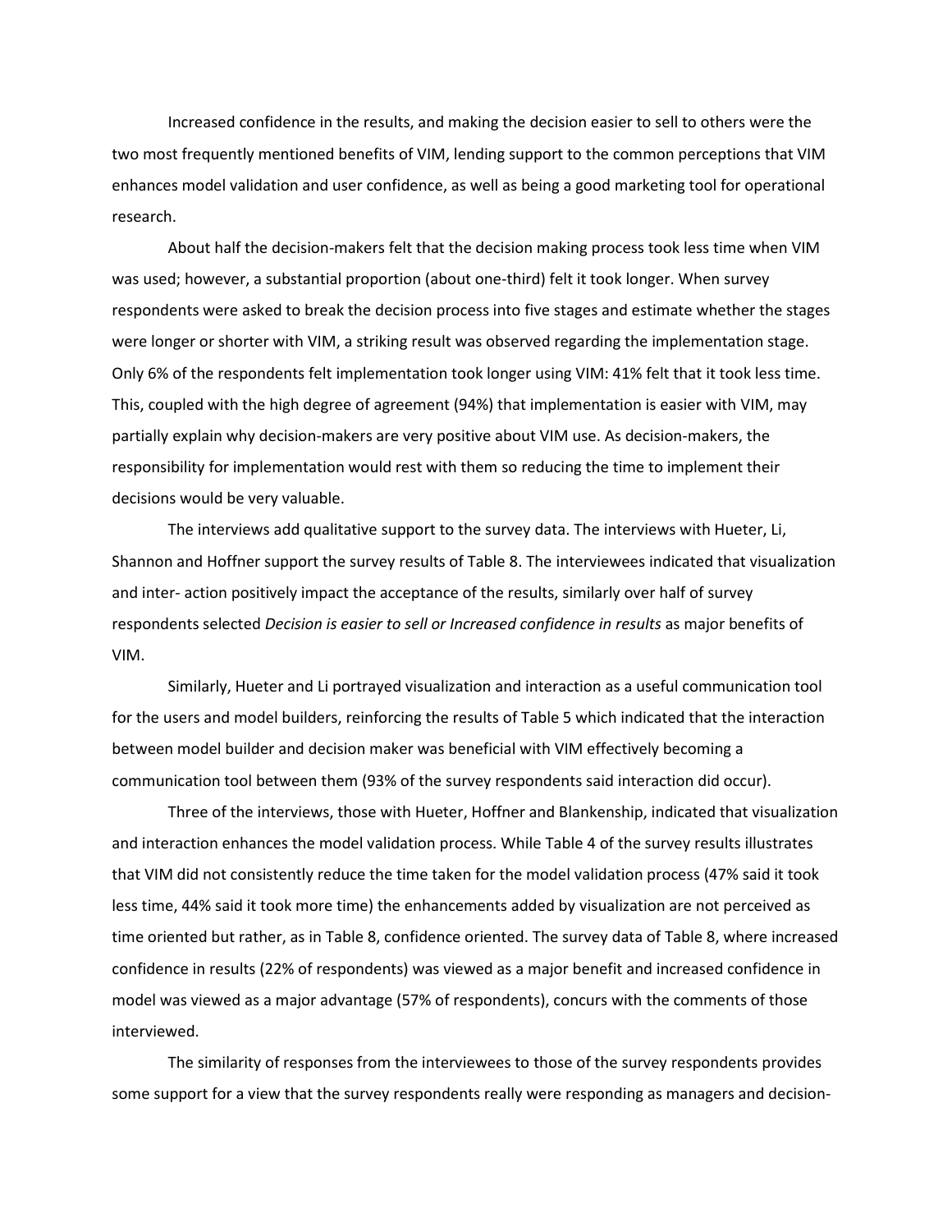Increased confidence in the results, and making the decision easier to sell to others were the two most frequently mentioned benefits of VIM, lending support to the common perceptions that VIM enhances model validation and user confidence, as well as being a good marketing tool for operational research.

About half the decision-makers felt that the decision making process took less time when VIM was used; however, a substantial proportion (about one-third) felt it took longer. When survey respondents were asked to break the decision process into five stages and estimate whether the stages were longer or shorter with VIM, a striking result was observed regarding the implementation stage. Only 6% of the respondents felt implementation took longer using VIM: 41% felt that it took less time. This, coupled with the high degree of agreement (94%) that implementation is easier with VIM, may partially explain why decision-makers are very positive about VIM use. As decision-makers, the responsibility for implementation would rest with them so reducing the time to implement their decisions would be very valuable.

The interviews add qualitative support to the survey data. The interviews with Hueter, Li, Shannon and Hoffner support the survey results of Table 8. The interviewees indicated that visualization and inter- action positively impact the acceptance of the results, similarly over half of survey respondents selected *Decision is easier to sell or Increased confidence in results* as major benefits of VIM.

Similarly, Hueter and Li portrayed visualization and interaction as a useful communication tool for the users and model builders, reinforcing the results of Table 5 which indicated that the interaction between model builder and decision maker was beneficial with VIM effectively becoming a communication tool between them (93% of the survey respondents said interaction did occur).

Three of the interviews, those with Hueter, Hoffner and Blankenship, indicated that visualization and interaction enhances the model validation process. While Table 4 of the survey results illustrates that VIM did not consistently reduce the time taken for the model validation process (47% said it took less time, 44% said it took more time) the enhancements added by visualization are not perceived as time oriented but rather, as in Table 8, confidence oriented. The survey data of Table 8, where increased confidence in results (22% of respondents) was viewed as a major benefit and increased confidence in model was viewed as a major advantage (57% of respondents), concurs with the comments of those interviewed.

The similarity of responses from the interviewees to those of the survey respondents provides some support for a view that the survey respondents really were responding as managers and decision-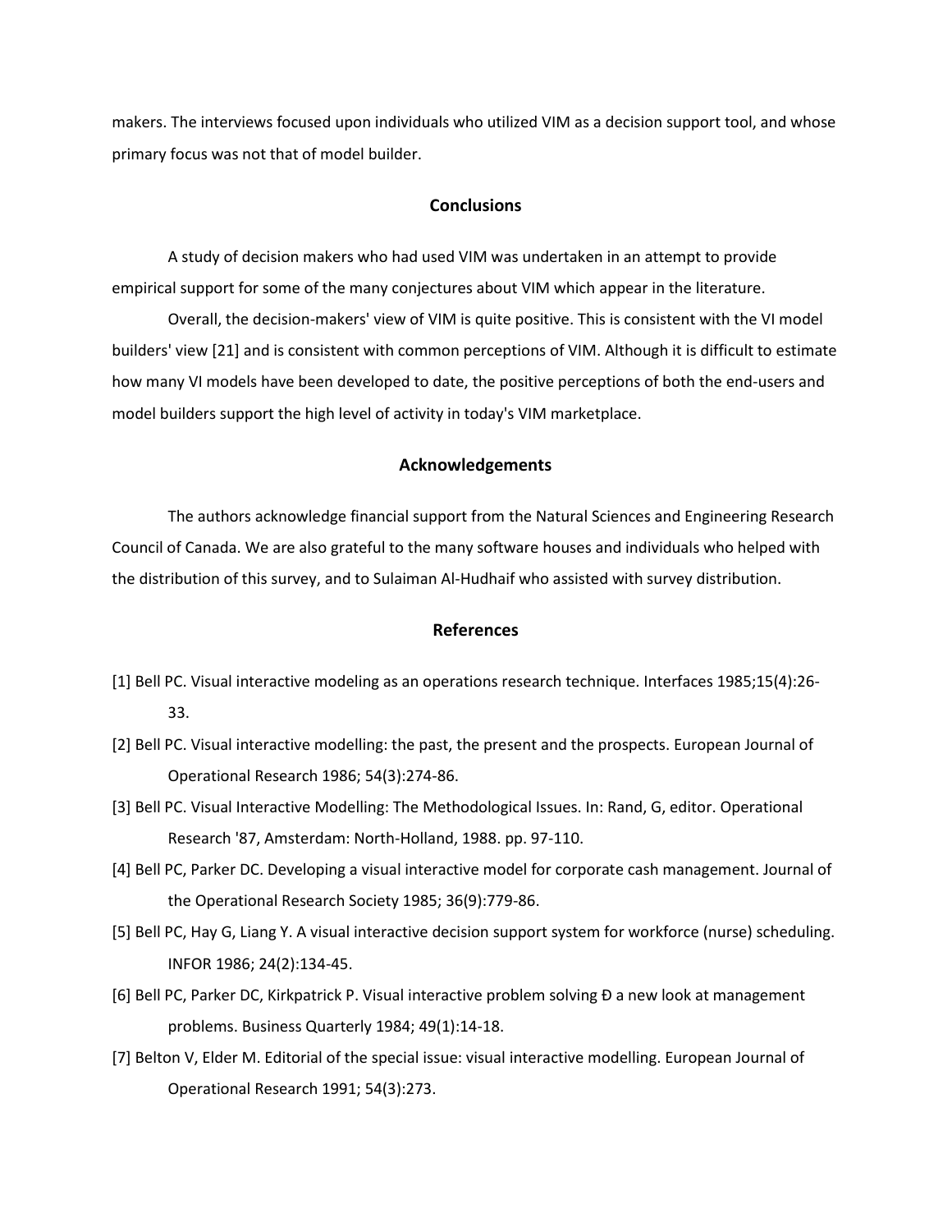makers. The interviews focused upon individuals who utilized VIM as a decision support tool, and whose primary focus was not that of model builder.

## Conclusions

A study of decision makers who had used VIM was undertaken in an attempt to provide empirical support for some of the many conjectures about VIM which appear in the literature.

Overall, the decision-makers' view of VIM is quite positive. This is consistent with the VI model builders' view [21] and is consistent with common perceptions of VIM. Although it is difficult to estimate how many VI models have been developed to date, the positive perceptions of both the end-users and model builders support the high level of activity in today's VIM marketplace.

## Acknowledgements

The authors acknowledge financial support from the Natural Sciences and Engineering Research Council of Canada. We are also grateful to the many software houses and individuals who helped with the distribution of this survey, and to Sulaiman Al-Hudhaif who assisted with survey distribution.

## References

[1] Bell PC. Visual interactive modeling as an operations research technique. Interfaces 1985;15(4):26-33.

[2] Bell PC. Visual interactive modelling: the past, the present and the prospects. European Journal of Operational Research 1986; 54(3):274-86.

[3] Bell PC. Visual Interactive Modelling: The Methodological Issues. In: Rand, G, editor. Operational Research '87, Amsterdam: North-Holland, 1988. pp. 97-110.

[4] Bell PC, Parker DC. Developing a visual interactive model for corporate cash management. Journal of the Operational Research Society 1985; 36(9):779-86.

[5] Bell PC, Hay G, Liang Y. A visual interactive decision support system for workforce (nurse) scheduling. INFOR 1986; 24(2):134-45.

[6] Bell PC, Parker DC, Kirkpatrick P. Visual interactive problem solving Đ a new look at management problems. Business Quarterly 1984; 49(1):14-18.

[7] Belton V, Elder M. Editorial of the special issue: visual interactive modelling. European Journal of Operational Research 1991; 54(3):273.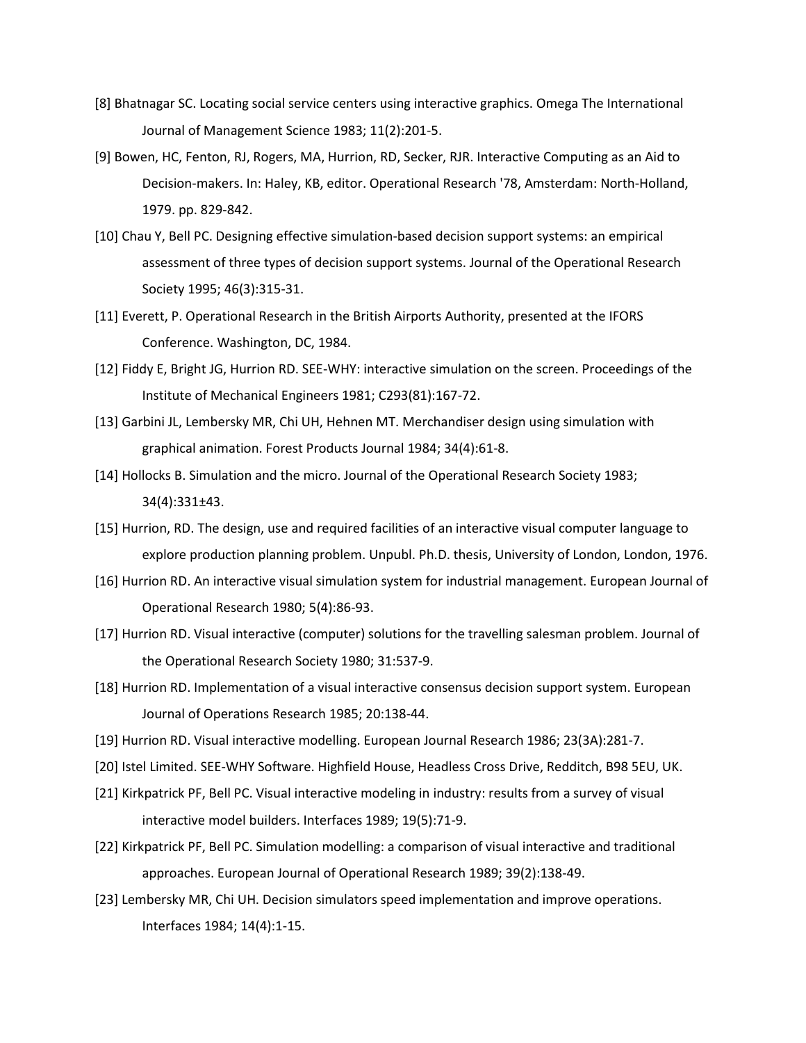[8] Bhatnagar SC. Locating social service centers using interactive graphics. Omega The International Journal of Management Science 1983; 11(2):201-5.

[9] Bowen, HC, Fenton, RJ, Rogers, MA, Hurrion, RD, Secker, RJR. Interactive Computing as an Aid to Decision-makers. In: Haley, KB, editor. Operational Research '78, Amsterdam: North-Holland, 1979. pp. 829-842.

[10] Chau Y, Bell PC. Designing effective simulation-based decision support systems: an empirical assessment of three types of decision support systems. Journal of the Operational Research Society 1995; 46(3):315-31.

[11] Everett, P. Operational Research in the British Airports Authority, presented at the IFORS Conference. Washington, DC, 1984.

[12] Fiddy E, Bright JG, Hurrion RD. SEE-WHY: interactive simulation on the screen. Proceedings of the Institute of Mechanical Engineers 1981; C293(81):167-72.

[13] Garbini JL, Lembersky MR, Chi UH, Hehnen MT. Merchandiser design using simulation with graphical animation. Forest Products Journal 1984; 34(4):61-8.

[14] Hollocks B. Simulation and the micro. Journal of the Operational Research Society 1983; 34(4):331±43.

[15] Hurrion, RD. The design, use and required facilities of an interactive visual computer language to explore production planning problem. Unpubl. Ph.D. thesis, University of London, London, 1976.

[16] Hurrion RD. An interactive visual simulation system for industrial management. European Journal of Operational Research 1980; 5(4):86-93.

[17] Hurrion RD. Visual interactive (computer) solutions for the travelling salesman problem. Journal of the Operational Research Society 1980; 31:537-9.

[18] Hurrion RD. Implementation of a visual interactive consensus decision support system. European Journal of Operations Research 1985; 20:138-44.

[19] Hurrion RD. Visual interactive modelling. European Journal Research 1986; 23(3A):281-7.

[20] Istel Limited. SEE-WHY Software. Highfield House, Headless Cross Drive, Redditch, B98 5EU, UK.

[21] Kirkpatrick PF, Bell PC. Visual interactive modeling in industry: results from a survey of visual interactive model builders. Interfaces 1989; 19(5):71-9.

[22] Kirkpatrick PF, Bell PC. Simulation modelling: a comparison of visual interactive and traditional approaches. European Journal of Operational Research 1989; 39(2):138-49.

[23] Lembersky MR, Chi UH. Decision simulators speed implementation and improve operations. Interfaces 1984; 14(4):1-15.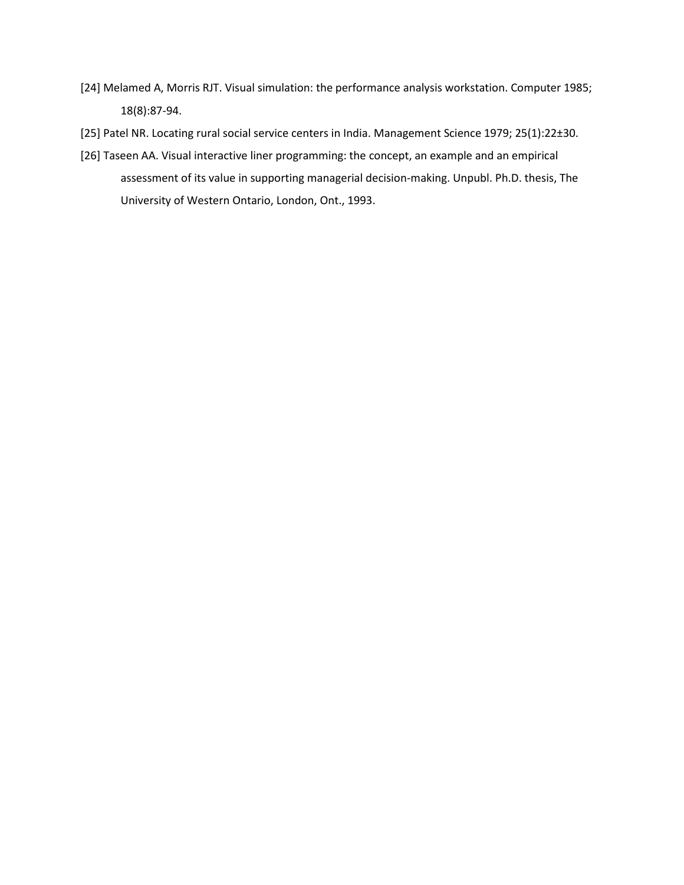[24] Melamed A, Morris RJT. Visual simulation: the performance analysis workstation. Computer 1985; 18(8):87-94.

[25] Patel NR. Locating rural social service centers in India. Management Science 1979; 25(1):22±30.

[26] Taseen AA. Visual interactive liner programming: the concept, an example and an empirical assessment of its value in supporting managerial decision-making. Unpubl. Ph.D. thesis, The University of Western Ontario, London, Ont., 1993.